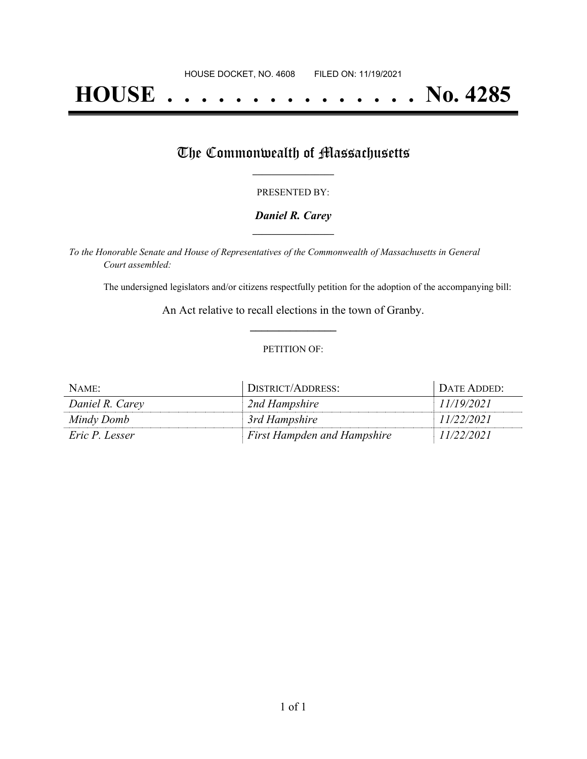HOUSE DOCKET, NO. 4608 FILED ON: 11/19/2021

# HOUSE . . . . . . . . . . . . . . . No. 4285

## The Commonwealth of Massachusetts

PRESENTED BY:

***Daniel R. Carey***

*To the Honorable Senate and House of Representatives of the Commonwealth of Massachusetts in General Court assembled:*

The undersigned legislators and/or citizens respectfully petition for the adoption of the accompanying bill:

An Act relative to recall elections in the town of Granby.

PETITION OF:

| NAME: | DISTRICT/ADDRESS: | DATE ADDED: |
|---|---|---|
| *Daniel R. Carey* | *2nd Hampshire* | *11/19/2021* |
| *Mindy Domb* | *3rd Hampshire* | *11/22/2021* |
| *Eric P. Lesser* | *First Hampden and Hampshire* | *11/22/2021* |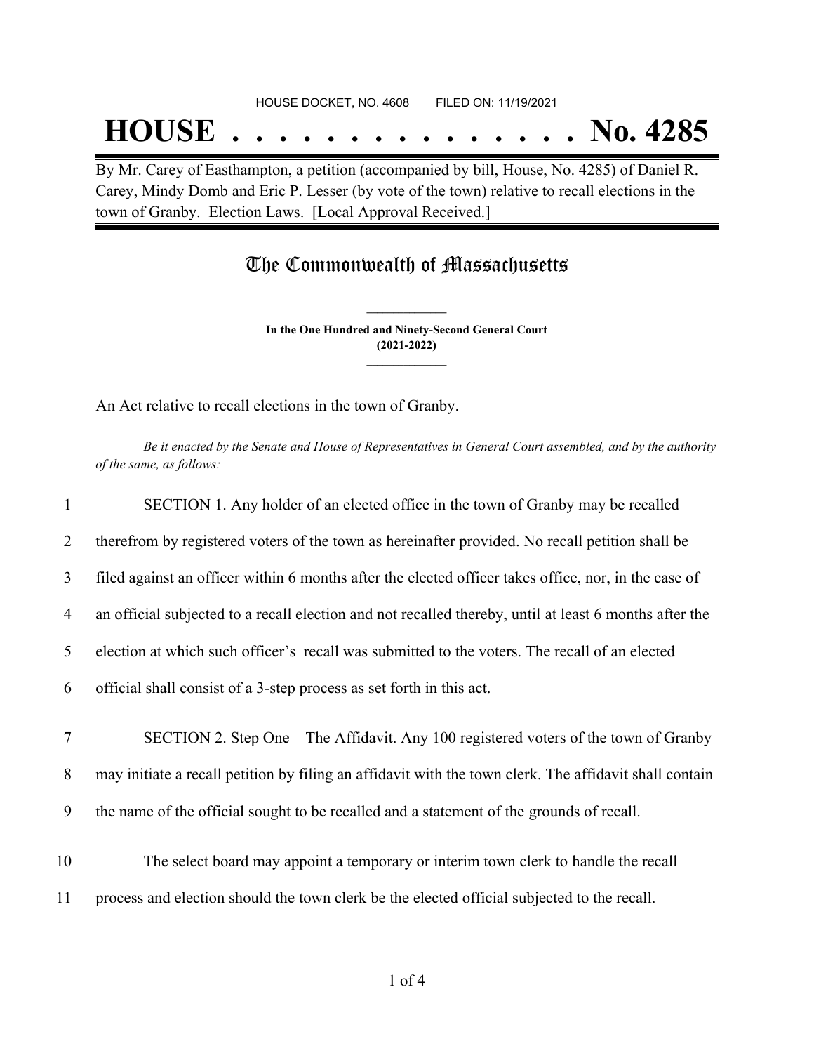HOUSE DOCKET, NO. 4608 FILED ON: 11/19/2021

# HOUSE . . . . . . . . . . . . . . . No. 4285

By Mr. Carey of Easthampton, a petition (accompanied by bill, House, No. 4285) of Daniel R. Carey, Mindy Domb and Eric P. Lesser (by vote of the town) relative to recall elections in the town of Granby. Election Laws. [Local Approval Received.]

## The Commonwealth of Massachusetts

**In the One Hundred and Ninety-Second General Court**
**(2021-2022)**

An Act relative to recall elections in the town of Granby.

*Be it enacted by the Senate and House of Representatives in General Court assembled, and by the authority of the same, as follows:*

1 SECTION 1. Any holder of an elected office in the town of Granby may be recalled
2 therefrom by registered voters of the town as hereinafter provided. No recall petition shall be
3 filed against an officer within 6 months after the elected officer takes office, nor, in the case of
4 an official subjected to a recall election and not recalled thereby, until at least 6 months after the
5 election at which such officer's recall was submitted to the voters. The recall of an elected
6 official shall consist of a 3-step process as set forth in this act.

7 SECTION 2. Step One – The Affidavit. Any 100 registered voters of the town of Granby
8 may initiate a recall petition by filing an affidavit with the town clerk. The affidavit shall contain
9 the name of the official sought to be recalled and a statement of the grounds of recall.

10 The select board may appoint a temporary or interim town clerk to handle the recall
11 process and election should the town clerk be the elected official subjected to the recall.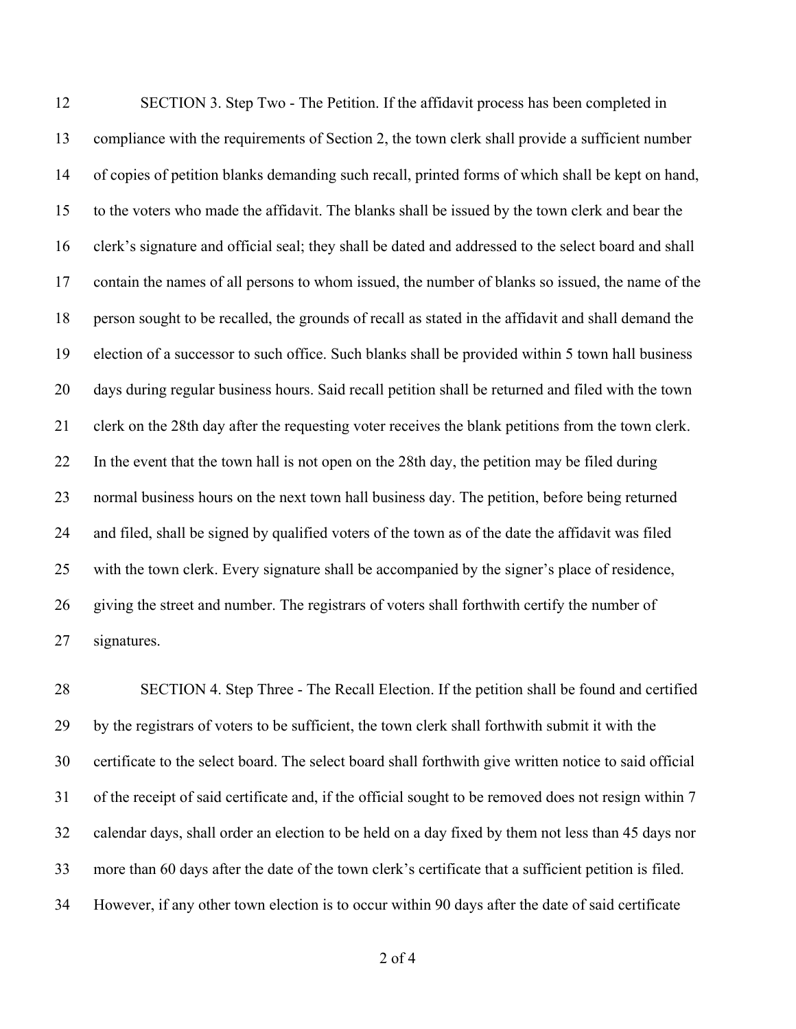SECTION 3. Step Two - The Petition. If the affidavit process has been completed in compliance with the requirements of Section 2, the town clerk shall provide a sufficient number of copies of petition blanks demanding such recall, printed forms of which shall be kept on hand, to the voters who made the affidavit. The blanks shall be issued by the town clerk and bear the clerk's signature and official seal; they shall be dated and addressed to the select board and shall contain the names of all persons to whom issued, the number of blanks so issued, the name of the person sought to be recalled, the grounds of recall as stated in the affidavit and shall demand the election of a successor to such office. Such blanks shall be provided within 5 town hall business days during regular business hours. Said recall petition shall be returned and filed with the town clerk on the 28th day after the requesting voter receives the blank petitions from the town clerk. In the event that the town hall is not open on the 28th day, the petition may be filed during normal business hours on the next town hall business day. The petition, before being returned and filed, shall be signed by qualified voters of the town as of the date the affidavit was filed with the town clerk. Every signature shall be accompanied by the signer's place of residence, giving the street and number. The registrars of voters shall forthwith certify the number of signatures.

SECTION 4. Step Three - The Recall Election. If the petition shall be found and certified by the registrars of voters to be sufficient, the town clerk shall forthwith submit it with the certificate to the select board. The select board shall forthwith give written notice to said official of the receipt of said certificate and, if the official sought to be removed does not resign within 7 calendar days, shall order an election to be held on a day fixed by them not less than 45 days nor more than 60 days after the date of the town clerk's certificate that a sufficient petition is filed. However, if any other town election is to occur within 90 days after the date of said certificate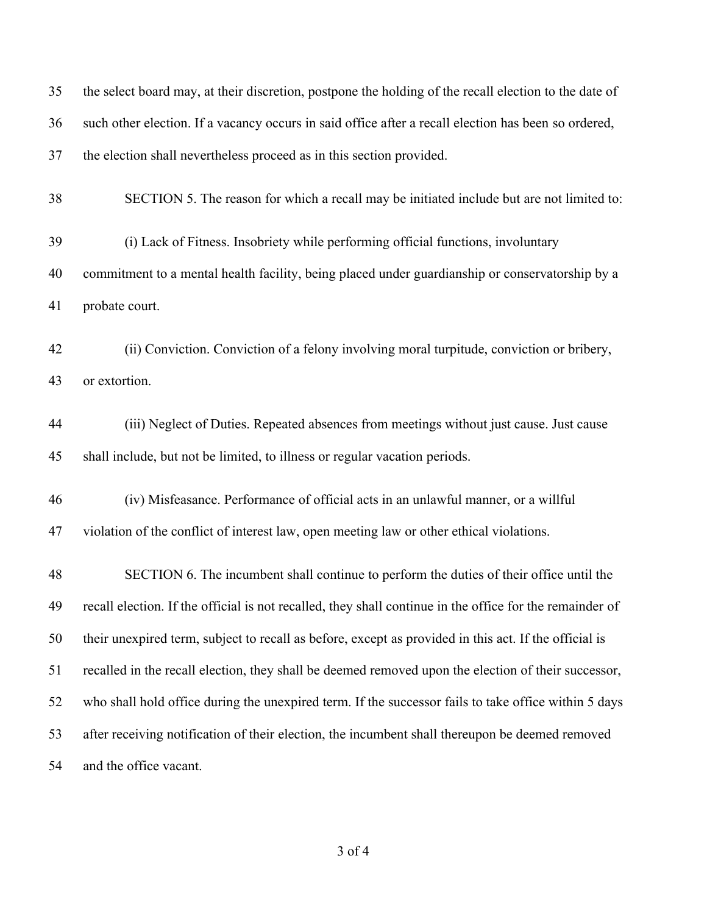the select board may, at their discretion, postpone the holding of the recall election to the date of such other election. If a vacancy occurs in said office after a recall election has been so ordered, the election shall nevertheless proceed as in this section provided.

SECTION 5. The reason for which a recall may be initiated include but are not limited to:

(i) Lack of Fitness. Insobriety while performing official functions, involuntary commitment to a mental health facility, being placed under guardianship or conservatorship by a probate court.

(ii) Conviction. Conviction of a felony involving moral turpitude, conviction or bribery, or extortion.

(iii) Neglect of Duties. Repeated absences from meetings without just cause. Just cause shall include, but not be limited, to illness or regular vacation periods.

(iv) Misfeasance. Performance of official acts in an unlawful manner, or a willful violation of the conflict of interest law, open meeting law or other ethical violations.

SECTION 6. The incumbent shall continue to perform the duties of their office until the recall election. If the official is not recalled, they shall continue in the office for the remainder of their unexpired term, subject to recall as before, except as provided in this act. If the official is recalled in the recall election, they shall be deemed removed upon the election of their successor, who shall hold office during the unexpired term. If the successor fails to take office within 5 days after receiving notification of their election, the incumbent shall thereupon be deemed removed and the office vacant.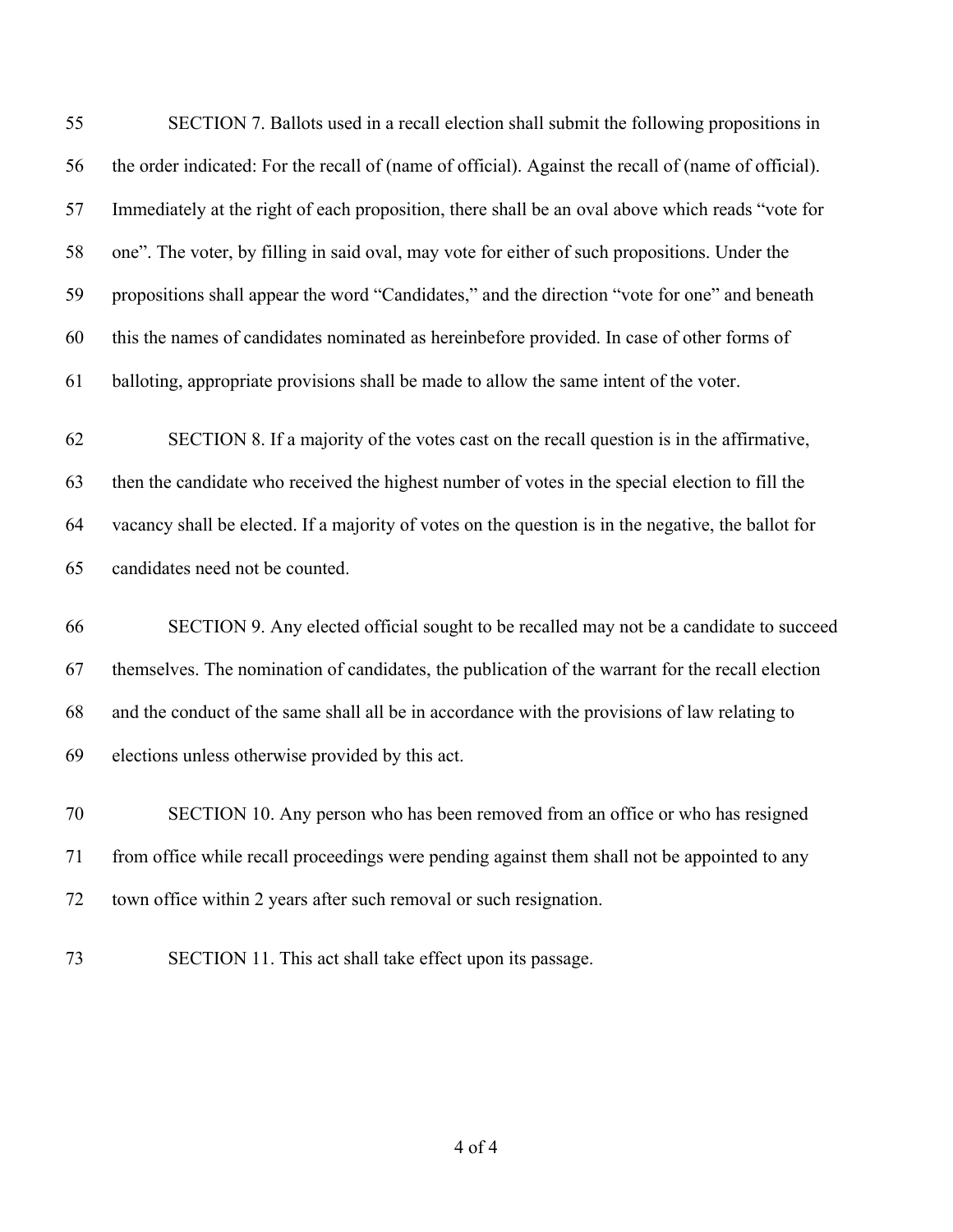SECTION 7. Ballots used in a recall election shall submit the following propositions in the order indicated: For the recall of (name of official). Against the recall of (name of official). Immediately at the right of each proposition, there shall be an oval above which reads "vote for one". The voter, by filling in said oval, may vote for either of such propositions. Under the propositions shall appear the word "Candidates," and the direction "vote for one" and beneath this the names of candidates nominated as hereinbefore provided. In case of other forms of balloting, appropriate provisions shall be made to allow the same intent of the voter.

SECTION 8. If a majority of the votes cast on the recall question is in the affirmative, then the candidate who received the highest number of votes in the special election to fill the vacancy shall be elected. If a majority of votes on the question is in the negative, the ballot for candidates need not be counted.

SECTION 9. Any elected official sought to be recalled may not be a candidate to succeed themselves. The nomination of candidates, the publication of the warrant for the recall election and the conduct of the same shall all be in accordance with the provisions of law relating to elections unless otherwise provided by this act.

SECTION 10. Any person who has been removed from an office or who has resigned from office while recall proceedings were pending against them shall not be appointed to any town office within 2 years after such removal or such resignation.

SECTION 11. This act shall take effect upon its passage.